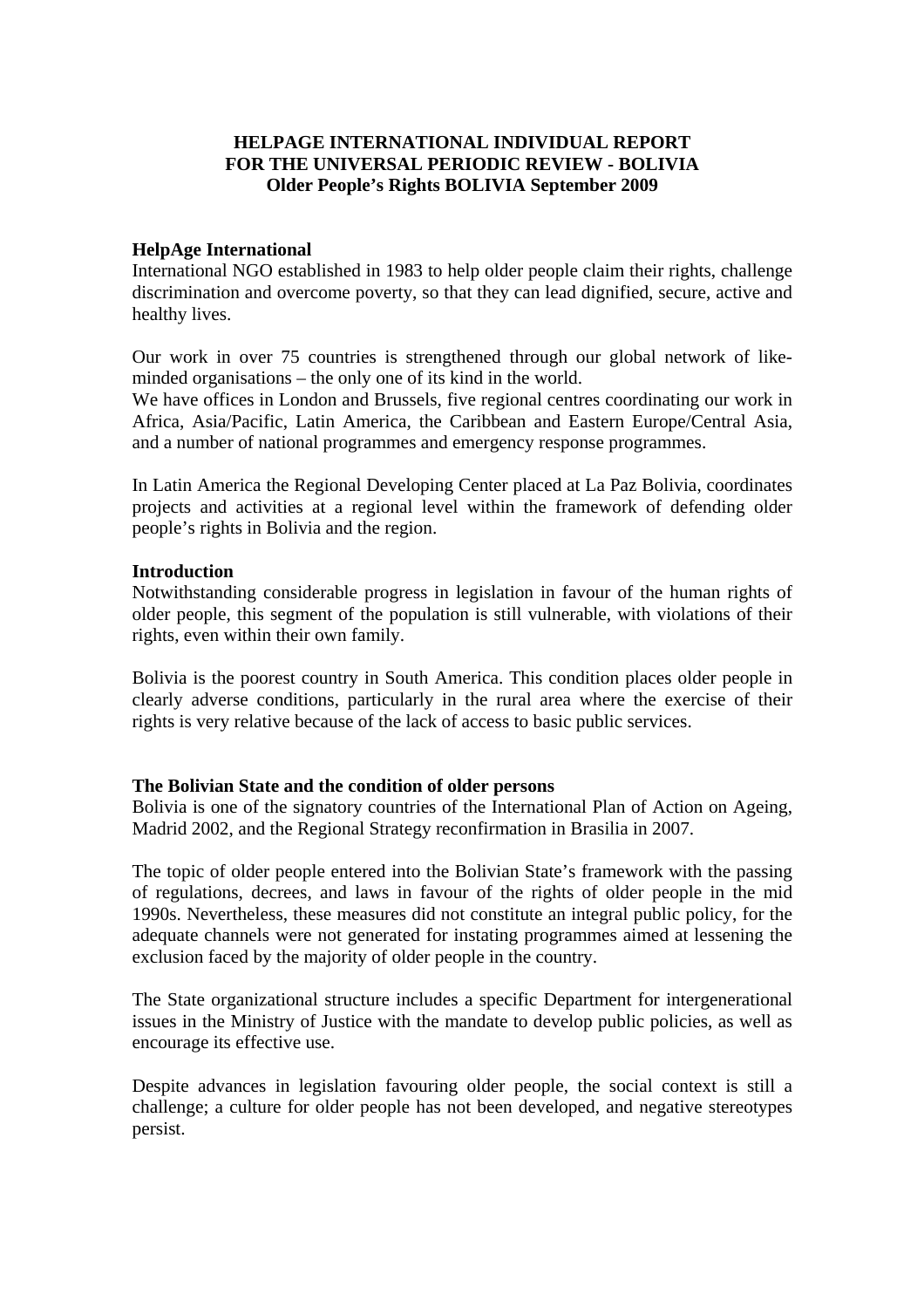# HELPAGE INTERNATIONAL INDIVIDUAL REPORT FOR THE UNIVERSAL PERIODIC REVIEW - BOLIVIA
## Older People's Rights BOLIVIA September 2009

**HelpAge International**

International NGO established in 1983 to help older people claim their rights, challenge discrimination and overcome poverty, so that they can lead dignified, secure, active and healthy lives.

Our work in over 75 countries is strengthened through our global network of like-minded organisations – the only one of its kind in the world.
We have offices in London and Brussels, five regional centres coordinating our work in Africa, Asia/Pacific, Latin America, the Caribbean and Eastern Europe/Central Asia, and a number of national programmes and emergency response programmes.

In Latin America the Regional Developing Center placed at La Paz Bolivia, coordinates projects and activities at a regional level within the framework of defending older people's rights in Bolivia and the region.

**Introduction**

Notwithstanding considerable progress in legislation in favour of the human rights of older people, this segment of the population is still vulnerable, with violations of their rights, even within their own family.

Bolivia is the poorest country in South America. This condition places older people in clearly adverse conditions, particularly in the rural area where the exercise of their rights is very relative because of the lack of access to basic public services.

**The Bolivian State and the condition of older persons**

Bolivia is one of the signatory countries of the International Plan of Action on Ageing, Madrid 2002, and the Regional Strategy reconfirmation in Brasilia in 2007.

The topic of older people entered into the Bolivian State's framework with the passing of regulations, decrees, and laws in favour of the rights of older people in the mid 1990s. Nevertheless, these measures did not constitute an integral public policy, for the adequate channels were not generated for instating programmes aimed at lessening the exclusion faced by the majority of older people in the country.

The State organizational structure includes a specific Department for intergenerational issues in the Ministry of Justice with the mandate to develop public policies, as well as encourage its effective use.

Despite advances in legislation favouring older people, the social context is still a challenge; a culture for older people has not been developed, and negative stereotypes persist.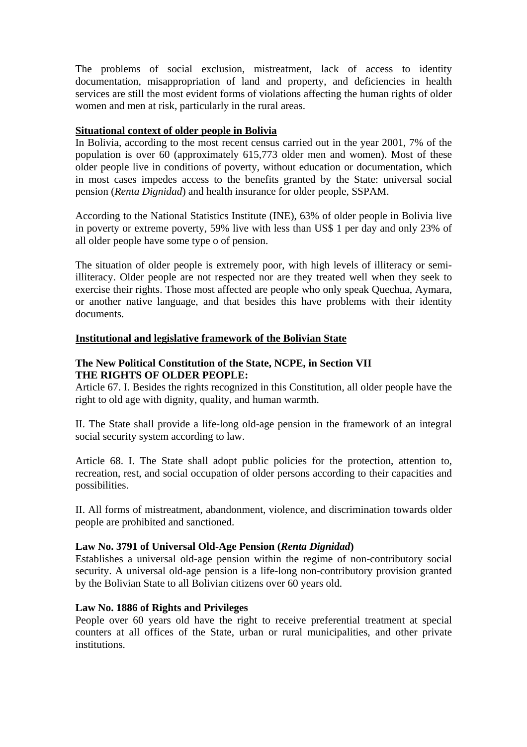The problems of social exclusion, mistreatment, lack of access to identity documentation, misappropriation of land and property, and deficiencies in health services are still the most evident forms of violations affecting the human rights of older women and men at risk, particularly in the rural areas.

## Situational context of older people in Bolivia

In Bolivia, according to the most recent census carried out in the year 2001, 7% of the population is over 60 (approximately 615,773 older men and women). Most of these older people live in conditions of poverty, without education or documentation, which in most cases impedes access to the benefits granted by the State: universal social pension (*Renta Dignidad*) and health insurance for older people, SSPAM.

According to the National Statistics Institute (INE), 63% of older people in Bolivia live in poverty or extreme poverty, 59% live with less than US$ 1 per day and only 23% of all older people have some type o of pension.

The situation of older people is extremely poor, with high levels of illiteracy or semi-illiteracy. Older people are not respected nor are they treated well when they seek to exercise their rights. Those most affected are people who only speak Quechua, Aymara, or another native language, and that besides this have problems with their identity documents.

## Institutional and legislative framework of the Bolivian State

### The New Political Constitution of the State, NCPE, in Section VII THE RIGHTS OF OLDER PEOPLE:

Article 67. I. Besides the rights recognized in this Constitution, all older people have the right to old age with dignity, quality, and human warmth.

II. The State shall provide a life-long old-age pension in the framework of an integral social security system according to law.

Article 68. I. The State shall adopt public policies for the protection, attention to, recreation, rest, and social occupation of older persons according to their capacities and possibilities.

II. All forms of mistreatment, abandonment, violence, and discrimination towards older people are prohibited and sanctioned.

### Law No. 3791 of Universal Old-Age Pension (*Renta Dignidad*)

Establishes a universal old-age pension within the regime of non-contributory social security. A universal old-age pension is a life-long non-contributory provision granted by the Bolivian State to all Bolivian citizens over 60 years old.

### Law No. 1886 of Rights and Privileges

People over 60 years old have the right to receive preferential treatment at special counters at all offices of the State, urban or rural municipalities, and other private institutions.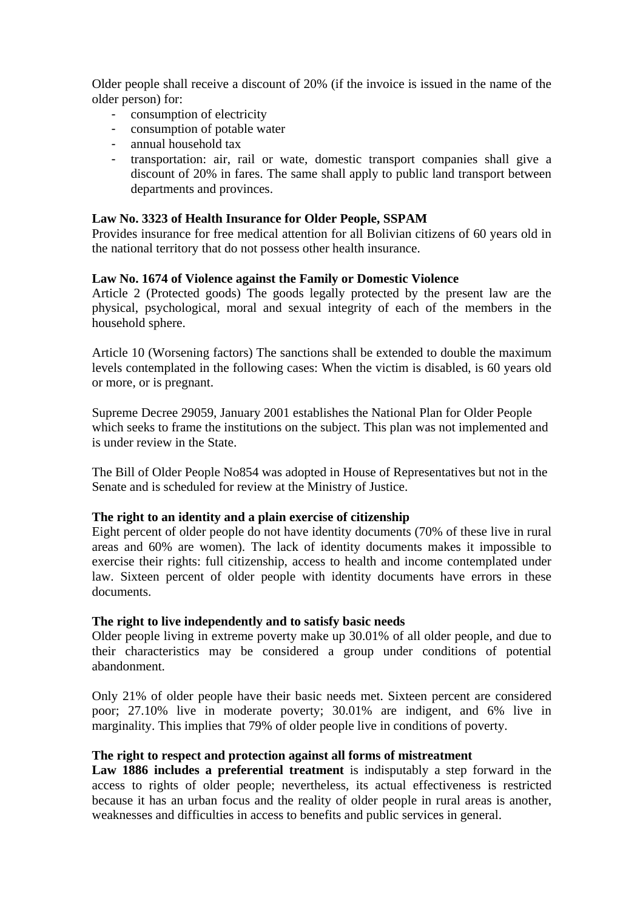Older people shall receive a discount of 20% (if the invoice is issued in the name of the older person) for:

- consumption of electricity
- consumption of potable water
- annual household tax
- transportation: air, rail or wate, domestic transport companies shall give a discount of 20% in fares. The same shall apply to public land transport between departments and provinces.

**Law No. 3323 of Health Insurance for Older People, SSPAM**

Provides insurance for free medical attention for all Bolivian citizens of 60 years old in the national territory that do not possess other health insurance.

**Law No. 1674 of Violence against the Family or Domestic Violence**

Article 2 (Protected goods) The goods legally protected by the present law are the physical, psychological, moral and sexual integrity of each of the members in the household sphere.

Article 10 (Worsening factors) The sanctions shall be extended to double the maximum levels contemplated in the following cases: When the victim is disabled, is 60 years old or more, or is pregnant.

Supreme Decree 29059, January 2001 establishes the National Plan for Older People which seeks to frame the institutions on the subject. This plan was not implemented and is under review in the State.

The Bill of Older People No854 was adopted in House of Representatives but not in the Senate and is scheduled for review at the Ministry of Justice.

**The right to an identity and a plain exercise of citizenship**

Eight percent of older people do not have identity documents (70% of these live in rural areas and 60% are women). The lack of identity documents makes it impossible to exercise their rights: full citizenship, access to health and income contemplated under law. Sixteen percent of older people with identity documents have errors in these documents.

**The right to live independently and to satisfy basic needs**

Older people living in extreme poverty make up 30.01% of all older people, and due to their characteristics may be considered a group under conditions of potential abandonment.

Only 21% of older people have their basic needs met. Sixteen percent are considered poor; 27.10% live in moderate poverty; 30.01% are indigent, and 6% live in marginality. This implies that 79% of older people live in conditions of poverty.

**The right to respect and protection against all forms of mistreatment**

**Law 1886 includes a preferential treatment** is indisputably a step forward in the access to rights of older people; nevertheless, its actual effectiveness is restricted because it has an urban focus and the reality of older people in rural areas is another, weaknesses and difficulties in access to benefits and public services in general.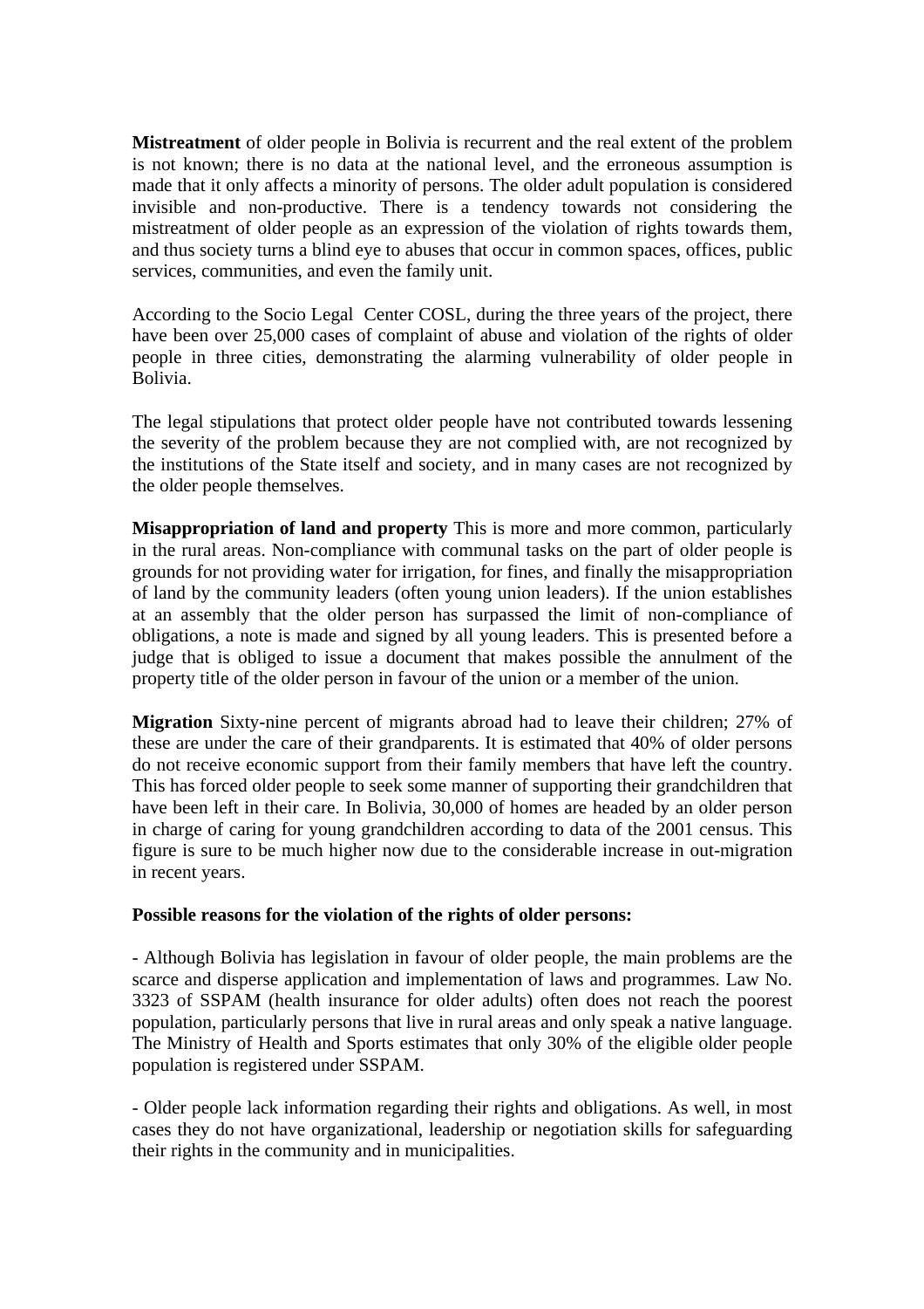**Mistreatment** of older people in Bolivia is recurrent and the real extent of the problem is not known; there is no data at the national level, and the erroneous assumption is made that it only affects a minority of persons. The older adult population is considered invisible and non-productive. There is a tendency towards not considering the mistreatment of older people as an expression of the violation of rights towards them, and thus society turns a blind eye to abuses that occur in common spaces, offices, public services, communities, and even the family unit.

According to the Socio Legal Center COSL, during the three years of the project, there have been over 25,000 cases of complaint of abuse and violation of the rights of older people in three cities, demonstrating the alarming vulnerability of older people in Bolivia.

The legal stipulations that protect older people have not contributed towards lessening the severity of the problem because they are not complied with, are not recognized by the institutions of the State itself and society, and in many cases are not recognized by the older people themselves.

**Misappropriation of land and property** This is more and more common, particularly in the rural areas. Non-compliance with communal tasks on the part of older people is grounds for not providing water for irrigation, for fines, and finally the misappropriation of land by the community leaders (often young union leaders). If the union establishes at an assembly that the older person has surpassed the limit of non-compliance of obligations, a note is made and signed by all young leaders. This is presented before a judge that is obliged to issue a document that makes possible the annulment of the property title of the older person in favour of the union or a member of the union.

**Migration** Sixty-nine percent of migrants abroad had to leave their children; 27% of these are under the care of their grandparents. It is estimated that 40% of older persons do not receive economic support from their family members that have left the country. This has forced older people to seek some manner of supporting their grandchildren that have been left in their care. In Bolivia, 30,000 of homes are headed by an older person in charge of caring for young grandchildren according to data of the 2001 census. This figure is sure to be much higher now due to the considerable increase in out-migration in recent years.

**Possible reasons for the violation of the rights of older persons:**

- Although Bolivia has legislation in favour of older people, the main problems are the scarce and disperse application and implementation of laws and programmes. Law No. 3323 of SSPAM (health insurance for older adults) often does not reach the poorest population, particularly persons that live in rural areas and only speak a native language. The Ministry of Health and Sports estimates that only 30% of the eligible older people population is registered under SSPAM.

- Older people lack information regarding their rights and obligations. As well, in most cases they do not have organizational, leadership or negotiation skills for safeguarding their rights in the community and in municipalities.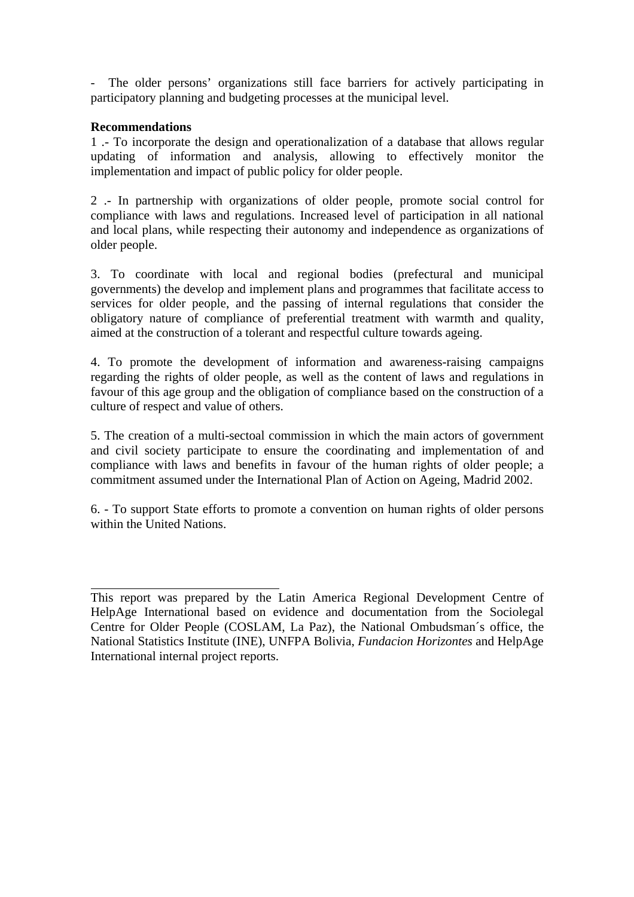- The older persons' organizations still face barriers for actively participating in participatory planning and budgeting processes at the municipal level.

**Recommendations**

1 .- To incorporate the design and operationalization of a database that allows regular updating of information and analysis, allowing to effectively monitor the implementation and impact of public policy for older people.

2 .- In partnership with organizations of older people, promote social control for compliance with laws and regulations. Increased level of participation in all national and local plans, while respecting their autonomy and independence as organizations of older people.

3. To coordinate with local and regional bodies (prefectural and municipal governments) the develop and implement plans and programmes that facilitate access to services for older people, and the passing of internal regulations that consider the obligatory nature of compliance of preferential treatment with warmth and quality, aimed at the construction of a tolerant and respectful culture towards ageing.

4. To promote the development of information and awareness-raising campaigns regarding the rights of older people, as well as the content of laws and regulations in favour of this age group and the obligation of compliance based on the construction of a culture of respect and value of others.

5. The creation of a multi-sectoal commission in which the main actors of government and civil society participate to ensure the coordinating and implementation of and compliance with laws and benefits in favour of the human rights of older people; a commitment assumed under the International Plan of Action on Ageing, Madrid 2002.

6. - To support State efforts to promote a convention on human rights of older persons within the United Nations.

---

This report was prepared by the Latin America Regional Development Centre of HelpAge International based on evidence and documentation from the Sociolegal Centre for Older People (COSLAM, La Paz), the National Ombudsman´s office, the National Statistics Institute (INE), UNFPA Bolivia, *Fundacion Horizontes* and HelpAge International internal project reports.